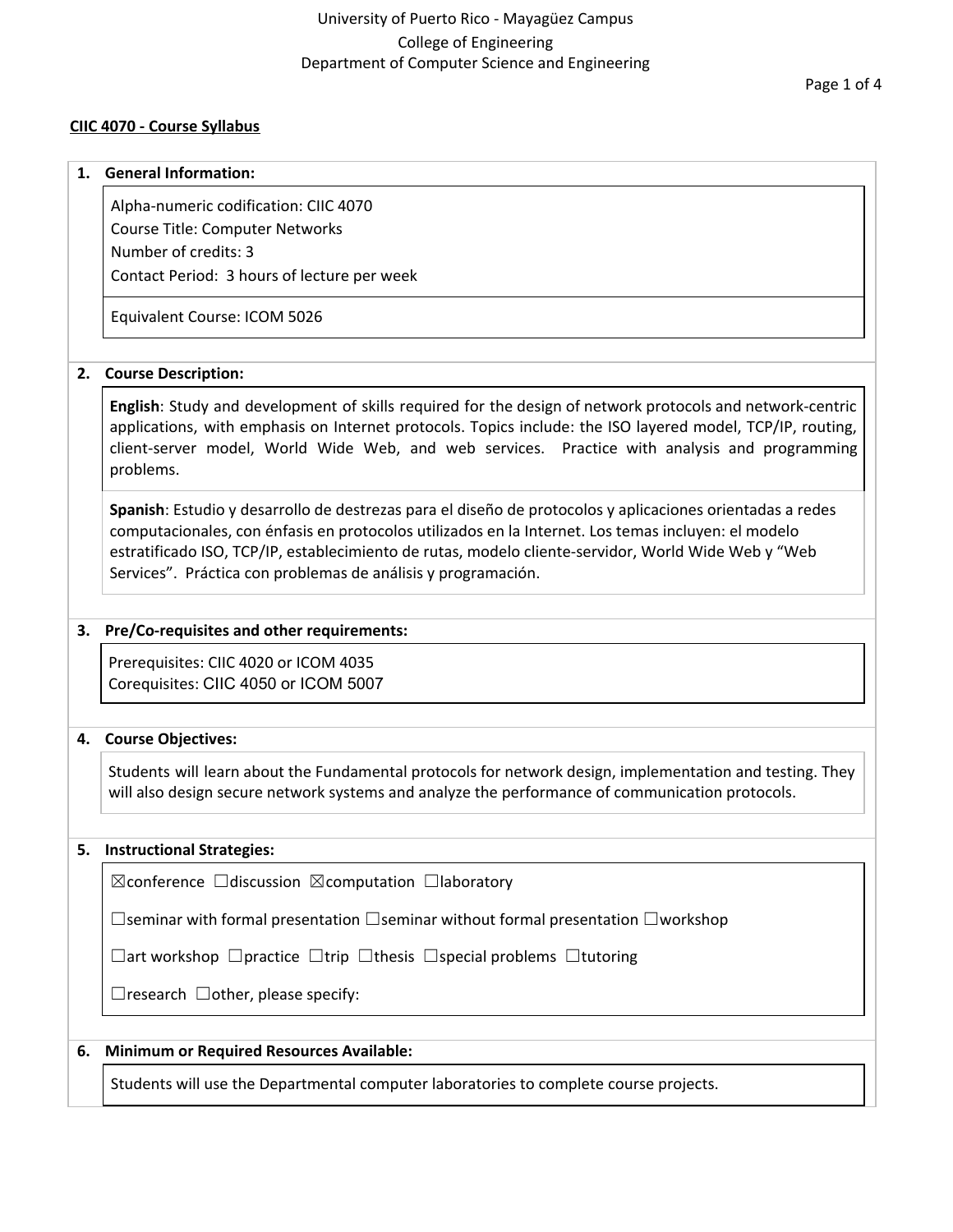University of Puerto Rico - Mayagüez Campus

College of Engineering

Department of Computer Science and Engineering

**CIIC 4070 - Course Syllabus**

## 1. General Information:

Alpha-numeric codification: CIIC 4070

Course Title: Computer Networks

Number of credits: 3

Contact Period: 3 hours of lecture per week

Equivalent Course: ICOM 5026

## 2. Course Description:

**English**: Study and development of skills required for the design of network protocols and network-centric applications, with emphasis on Internet protocols. Topics include: the ISO layered model, TCP/IP, routing, client-server model, World Wide Web, and web services. Practice with analysis and programming problems.

**Spanish**: Estudio y desarrollo de destrezas para el diseño de protocolos y aplicaciones orientadas a redes computacionales, con énfasis en protocolos utilizados en la Internet. Los temas incluyen: el modelo estratificado ISO, TCP/IP, establecimiento de rutas, modelo cliente-servidor, World Wide Web y "Web Services". Práctica con problemas de análisis y programación.

## 3. Pre/Co-requisites and other requirements:

Prerequisites: CIIC 4020 or ICOM 4035

Corequisites: CIIC 4050 or ICOM 5007

## 4. Course Objectives:

Students will learn about the Fundamental protocols for network design, implementation and testing. They will also design secure network systems and analyze the performance of communication protocols.

## 5. Instructional Strategies:

☒conference ☐discussion ☒computation ☐laboratory

☐seminar with formal presentation ☐seminar without formal presentation ☐workshop

☐art workshop ☐practice ☐trip ☐thesis ☐special problems ☐tutoring

☐research ☐other, please specify:

## 6. Minimum or Required Resources Available:

Students will use the Departmental computer laboratories to complete course projects.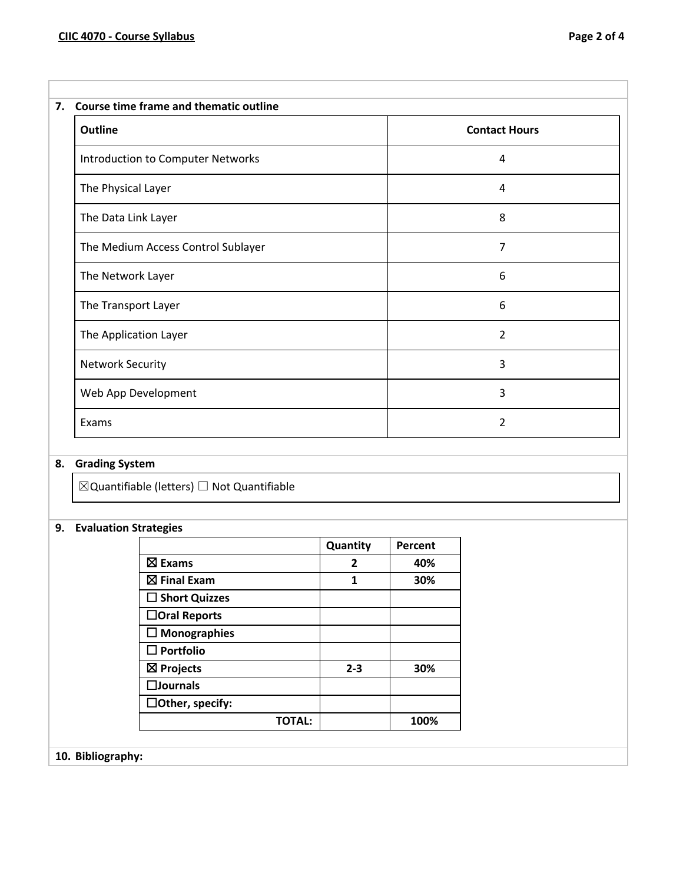## 7. Course time frame and thematic outline

| Outline | Contact Hours |
|---|---|
| Introduction to Computer Networks | 4 |
| The Physical Layer | 4 |
| The Data Link Layer | 8 |
| The Medium Access Control Sublayer | 7 |
| The Network Layer | 6 |
| The Transport Layer | 6 |
| The Application Layer | 2 |
| Network Security | 3 |
| Web App Development | 3 |
| Exams | 2 |

## 8. Grading System

☒Quantifiable (letters) ☐ Not Quantifiable

## 9. Evaluation Strategies

| | Quantity | Percent |
|---|---|---|
| ☒ **Exams** | **2** | **40%** |
| ☒ **Final Exam** | **1** | **30%** |
| ☐ **Short Quizzes** | | |
| ☐**Oral Reports** | | |
| ☐ **Monographies** | | |
| ☐ **Portfolio** | | |
| ☒ **Projects** | **2-3** | **30%** |
| ☐**Journals** | | |
| ☐**Other, specify:** | | |
| **TOTAL:** | | **100%** |

## 10. Bibliography: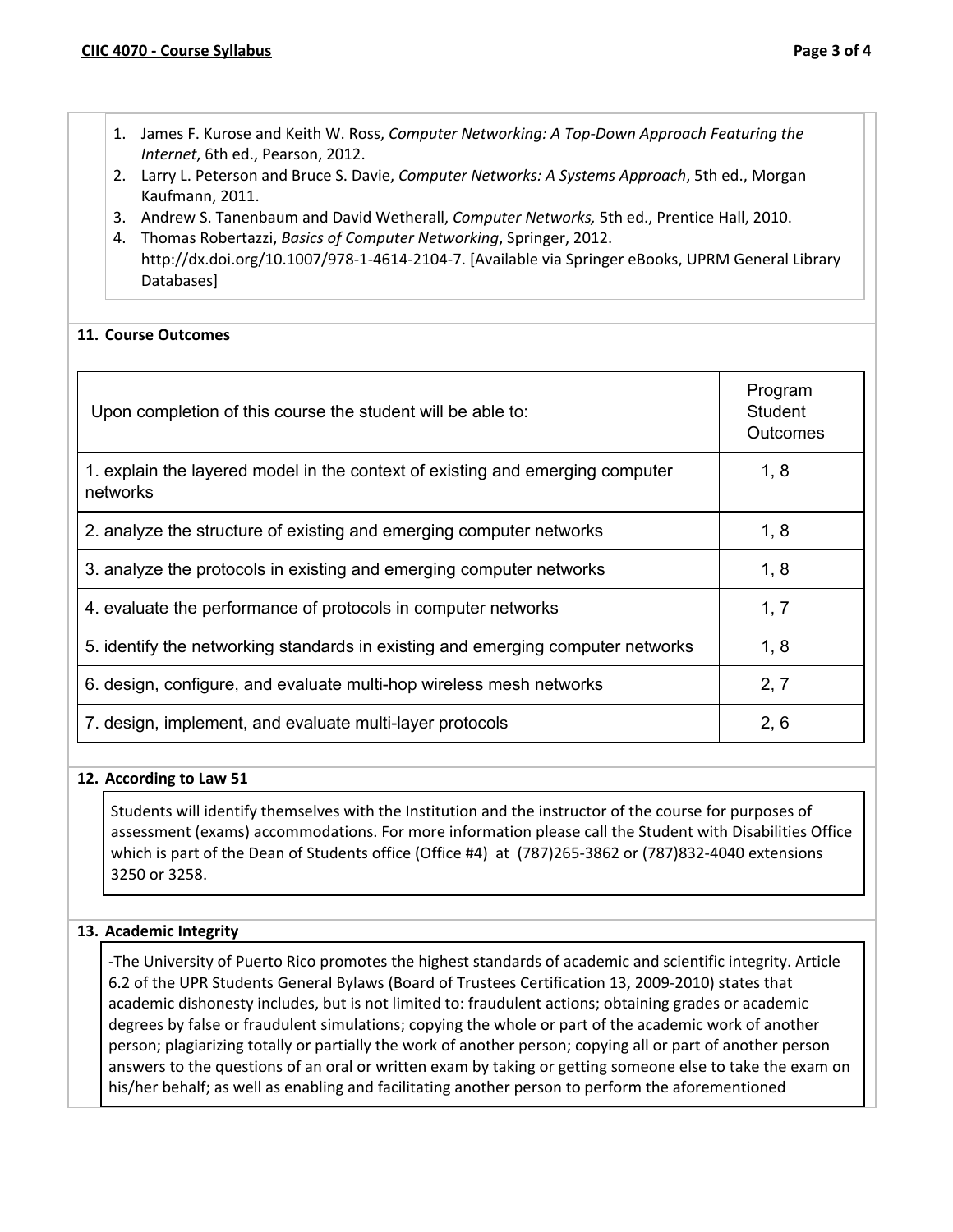1. James F. Kurose and Keith W. Ross, *Computer Networking: A Top-Down Approach Featuring the Internet*, 6th ed., Pearson, 2012.
2. Larry L. Peterson and Bruce S. Davie, *Computer Networks: A Systems Approach*, 5th ed., Morgan Kaufmann, 2011.
3. Andrew S. Tanenbaum and David Wetherall, *Computer Networks,* 5th ed., Prentice Hall, 2010.
4. Thomas Robertazzi, *Basics of Computer Networking*, Springer, 2012. http://dx.doi.org/10.1007/978-1-4614-2104-7. [Available via Springer eBooks, UPRM General Library Databases]

**11. Course Outcomes**

| Upon completion of this course the student will be able to: | Program Student Outcomes |
|---|---|
| 1. explain the layered model in the context of existing and emerging computer networks | 1, 8 |
| 2. analyze the structure of existing and emerging computer networks | 1, 8 |
| 3. analyze the protocols in existing and emerging computer networks | 1, 8 |
| 4. evaluate the performance of protocols in computer networks | 1, 7 |
| 5. identify the networking standards in existing and emerging computer networks | 1, 8 |
| 6. design, configure, and evaluate multi-hop wireless mesh networks | 2, 7 |
| 7. design, implement, and evaluate multi-layer protocols | 2, 6 |

**12. According to Law 51**

Students will identify themselves with the Institution and the instructor of the course for purposes of assessment (exams) accommodations. For more information please call the Student with Disabilities Office which is part of the Dean of Students office (Office #4) at (787)265-3862 or (787)832-4040 extensions 3250 or 3258.

**13. Academic Integrity**

-The University of Puerto Rico promotes the highest standards of academic and scientific integrity. Article 6.2 of the UPR Students General Bylaws (Board of Trustees Certification 13, 2009-2010) states that academic dishonesty includes, but is not limited to: fraudulent actions; obtaining grades or academic degrees by false or fraudulent simulations; copying the whole or part of the academic work of another person; plagiarizing totally or partially the work of another person; copying all or part of another person answers to the questions of an oral or written exam by taking or getting someone else to take the exam on his/her behalf; as well as enabling and facilitating another person to perform the aforementioned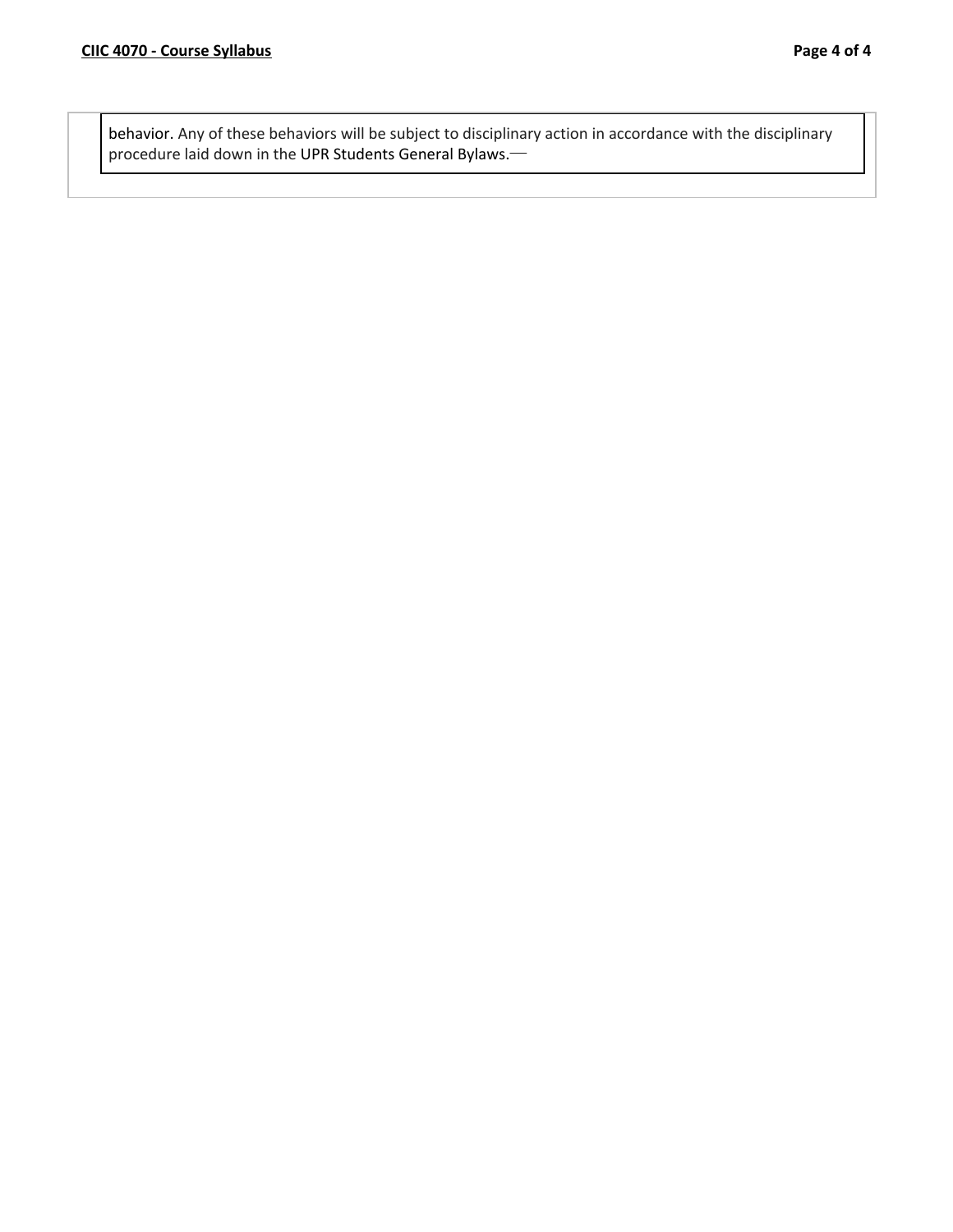behavior. Any of these behaviors will be subject to disciplinary action in accordance with the disciplinary procedure laid down in the UPR Students General Bylaws.